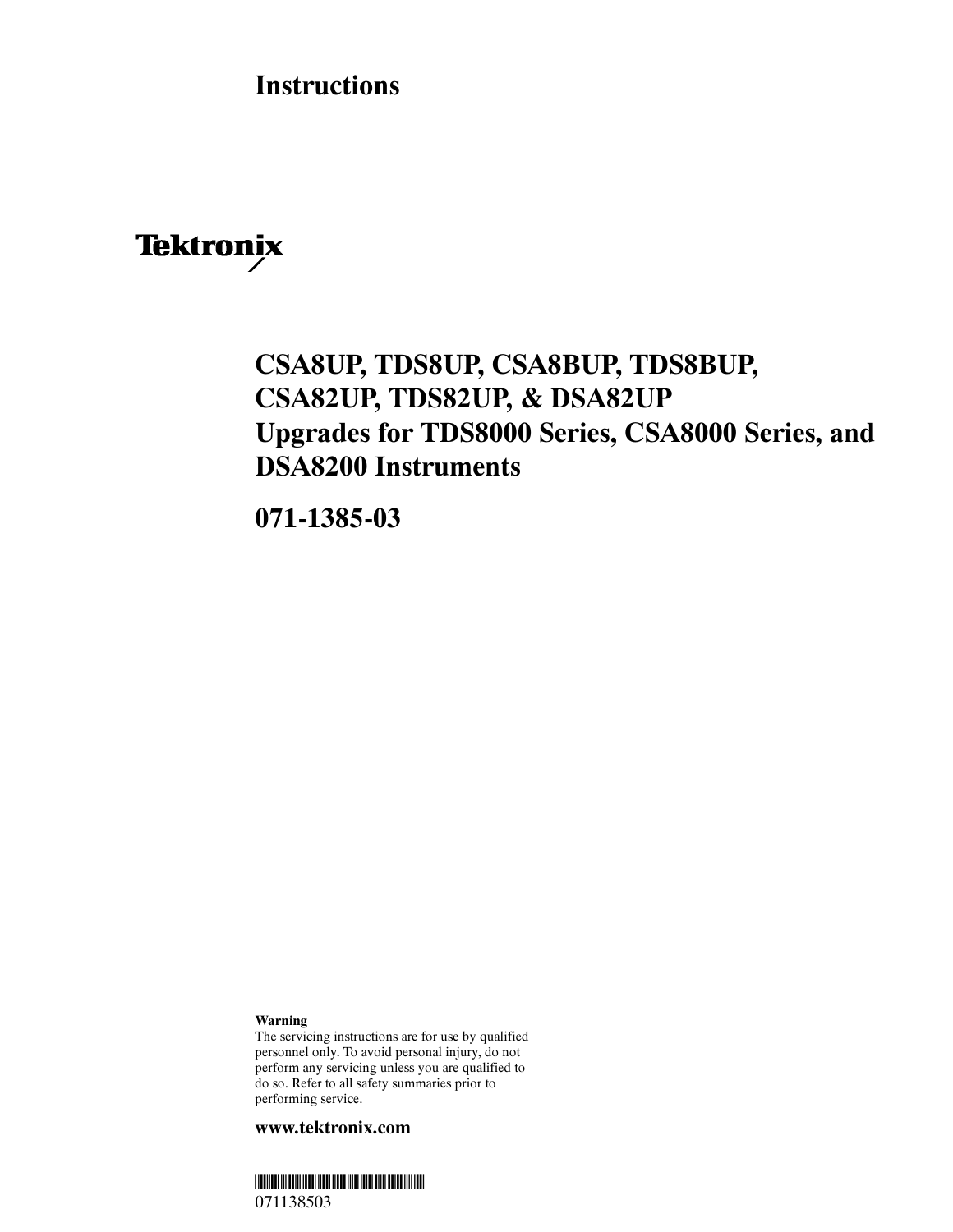# Instructions

Tektronix

# CSA8UP, TDS8UP, CSA8BUP, TDS8BUP, CSA82UP, TDS82UP, & DSA82UP Upgrades for TDS8000 Series, CSA8000 Series, and DSA8200 Instruments

## 071-1385-03

**Warning**
The servicing instructions are for use by qualified personnel only. To avoid personal injury, do not perform any servicing unless you are qualified to do so. Refer to all safety summaries prior to performing service.

**www.tektronix.com**

071138503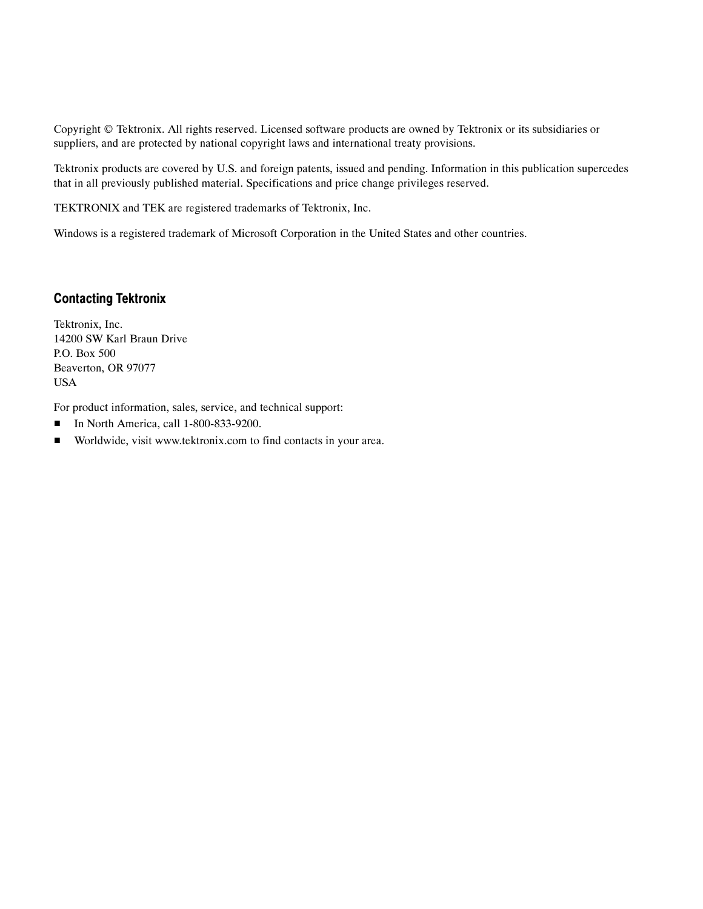Copyright © Tektronix. All rights reserved. Licensed software products are owned by Tektronix or its subsidiaries or suppliers, and are protected by national copyright laws and international treaty provisions.

Tektronix products are covered by U.S. and foreign patents, issued and pending. Information in this publication supercedes that in all previously published material. Specifications and price change privileges reserved.

TEKTRONIX and TEK are registered trademarks of Tektronix, Inc.

Windows is a registered trademark of Microsoft Corporation in the United States and other countries.

## Contacting Tektronix

Tektronix, Inc.
14200 SW Karl Braun Drive
P.O. Box 500
Beaverton, OR 97077
USA

For product information, sales, service, and technical support:

- In North America, call 1-800-833-9200.
- Worldwide, visit www.tektronix.com to find contacts in your area.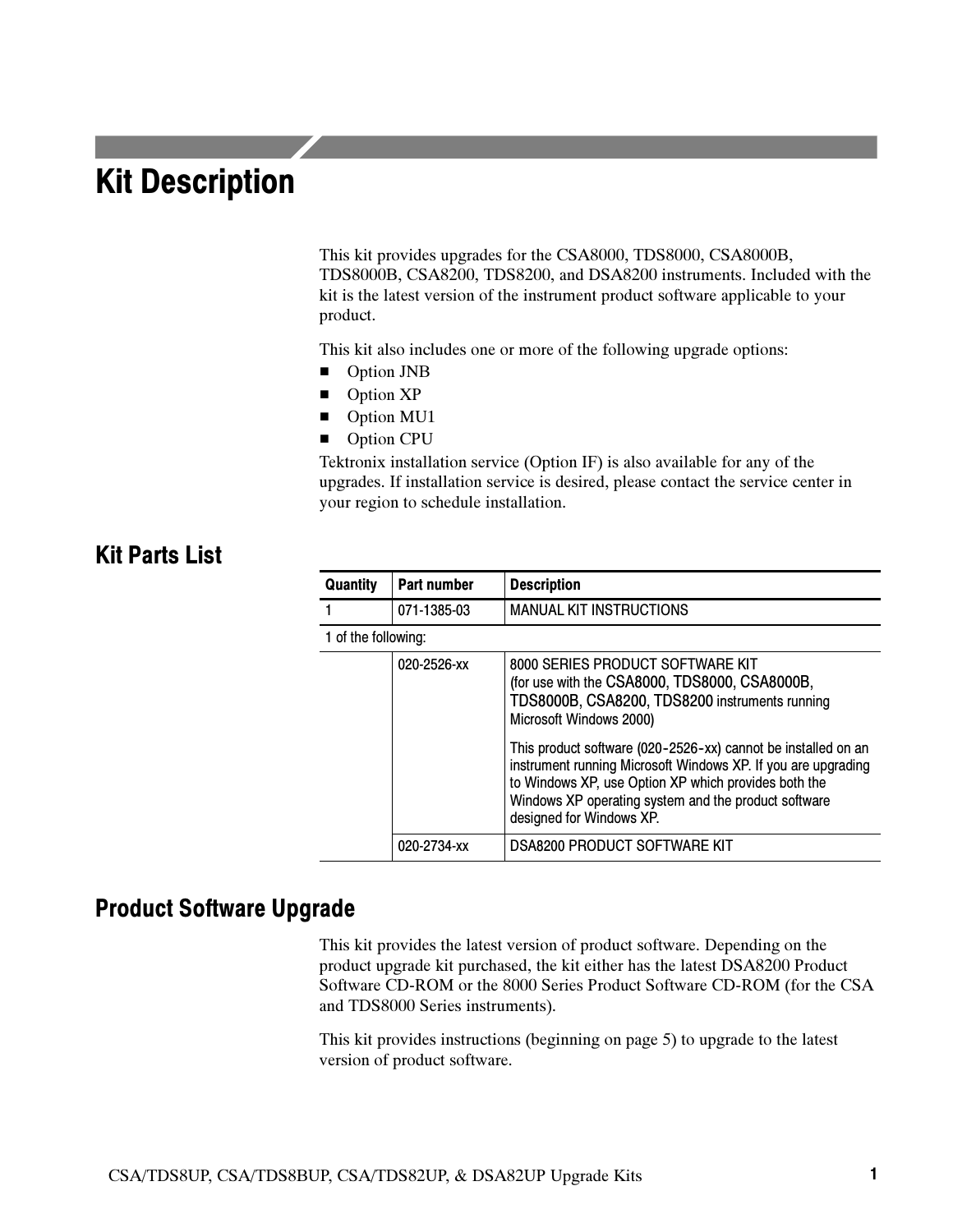# Kit Description

This kit provides upgrades for the CSA8000, TDS8000, CSA8000B, TDS8000B, CSA8200, TDS8200, and DSA8200 instruments. Included with the kit is the latest version of the instrument product software applicable to your product.

This kit also includes one or more of the following upgrade options:

- Option JNB
- Option XP
- Option MU1
- Option CPU

Tektronix installation service (Option IF) is also available for any of the upgrades. If installation service is desired, please contact the service center in your region to schedule installation.

## Kit Parts List

| Quantity | Part number | Description |
|---|---|---|
| 1 | 071-1385-03 | MANUAL KIT INSTRUCTIONS |
| 1 of the following: | | |
| | 020-2526-xx | 8000 SERIES PRODUCT SOFTWARE KIT (for use with the CSA8000, TDS8000, CSA8000B, TDS8000B, CSA8200, TDS8200 instruments running Microsoft Windows 2000)<br><br>This product software (020-2526-xx) cannot be installed on an instrument running Microsoft Windows XP. If you are upgrading to Windows XP, use Option XP which provides both the Windows XP operating system and the product software designed for Windows XP. |
| | 020-2734-xx | DSA8200 PRODUCT SOFTWARE KIT |

## Product Software Upgrade

This kit provides the latest version of product software. Depending on the product upgrade kit purchased, the kit either has the latest DSA8200 Product Software CD-ROM or the 8000 Series Product Software CD-ROM (for the CSA and TDS8000 Series instruments).

This kit provides instructions (beginning on page 5) to upgrade to the latest version of product software.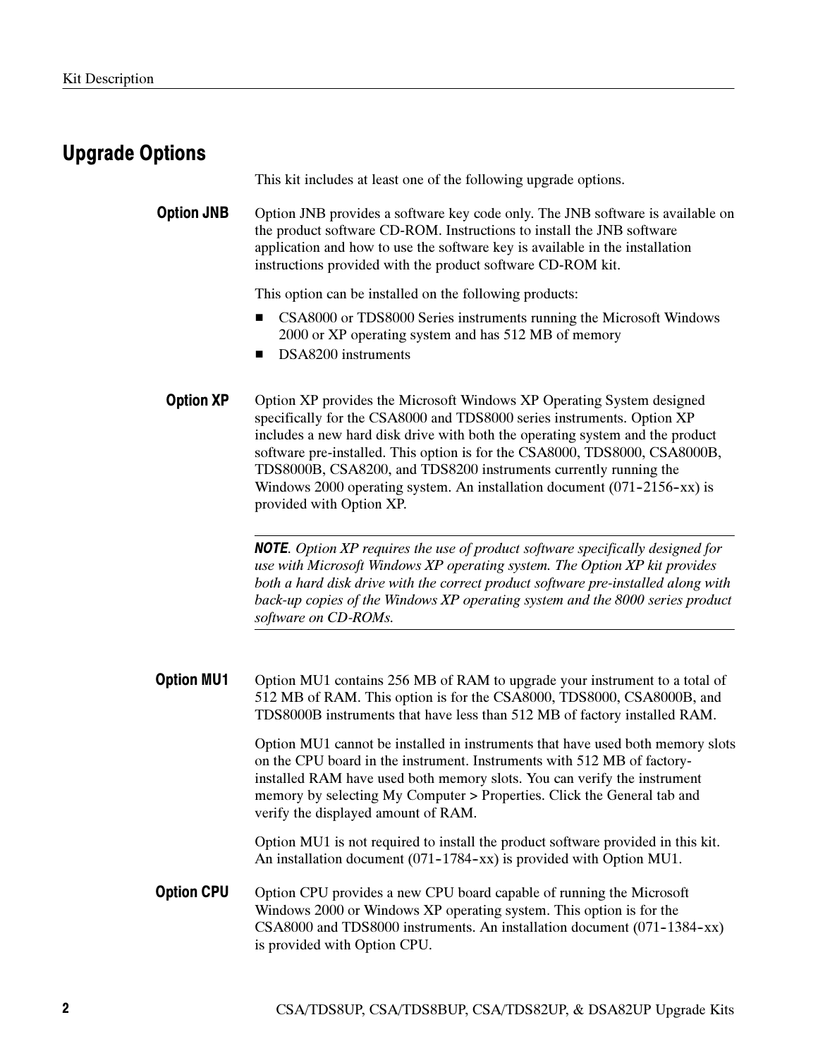## Upgrade Options

This kit includes at least one of the following upgrade options.

### Option JNB

Option JNB provides a software key code only. The JNB software is available on the product software CD-ROM. Instructions to install the JNB software application and how to use the software key is available in the installation instructions provided with the product software CD-ROM kit.

This option can be installed on the following products:

- CSA8000 or TDS8000 Series instruments running the Microsoft Windows 2000 or XP operating system and has 512 MB of memory
- DSA8200 instruments

### Option XP

Option XP provides the Microsoft Windows XP Operating System designed specifically for the CSA8000 and TDS8000 series instruments. Option XP includes a new hard disk drive with both the operating system and the product software pre-installed. This option is for the CSA8000, TDS8000, CSA8000B, TDS8000B, CSA8200, and TDS8200 instruments currently running the Windows 2000 operating system. An installation document (071-2156-xx) is provided with Option XP.

---

***NOTE**. Option XP requires the use of product software specifically designed for use with Microsoft Windows XP operating system. The Option XP kit provides both a hard disk drive with the correct product software pre-installed along with back-up copies of the Windows XP operating system and the 8000 series product software on CD-ROMs.*

---

### Option MU1

Option MU1 contains 256 MB of RAM to upgrade your instrument to a total of 512 MB of RAM. This option is for the CSA8000, TDS8000, CSA8000B, and TDS8000B instruments that have less than 512 MB of factory installed RAM.

Option MU1 cannot be installed in instruments that have used both memory slots on the CPU board in the instrument. Instruments with 512 MB of factory-installed RAM have used both memory slots. You can verify the instrument memory by selecting My Computer > Properties. Click the General tab and verify the displayed amount of RAM.

Option MU1 is not required to install the product software provided in this kit. An installation document (071-1784-xx) is provided with Option MU1.

### Option CPU

Option CPU provides a new CPU board capable of running the Microsoft Windows 2000 or Windows XP operating system. This option is for the CSA8000 and TDS8000 instruments. An installation document (071-1384-xx) is provided with Option CPU.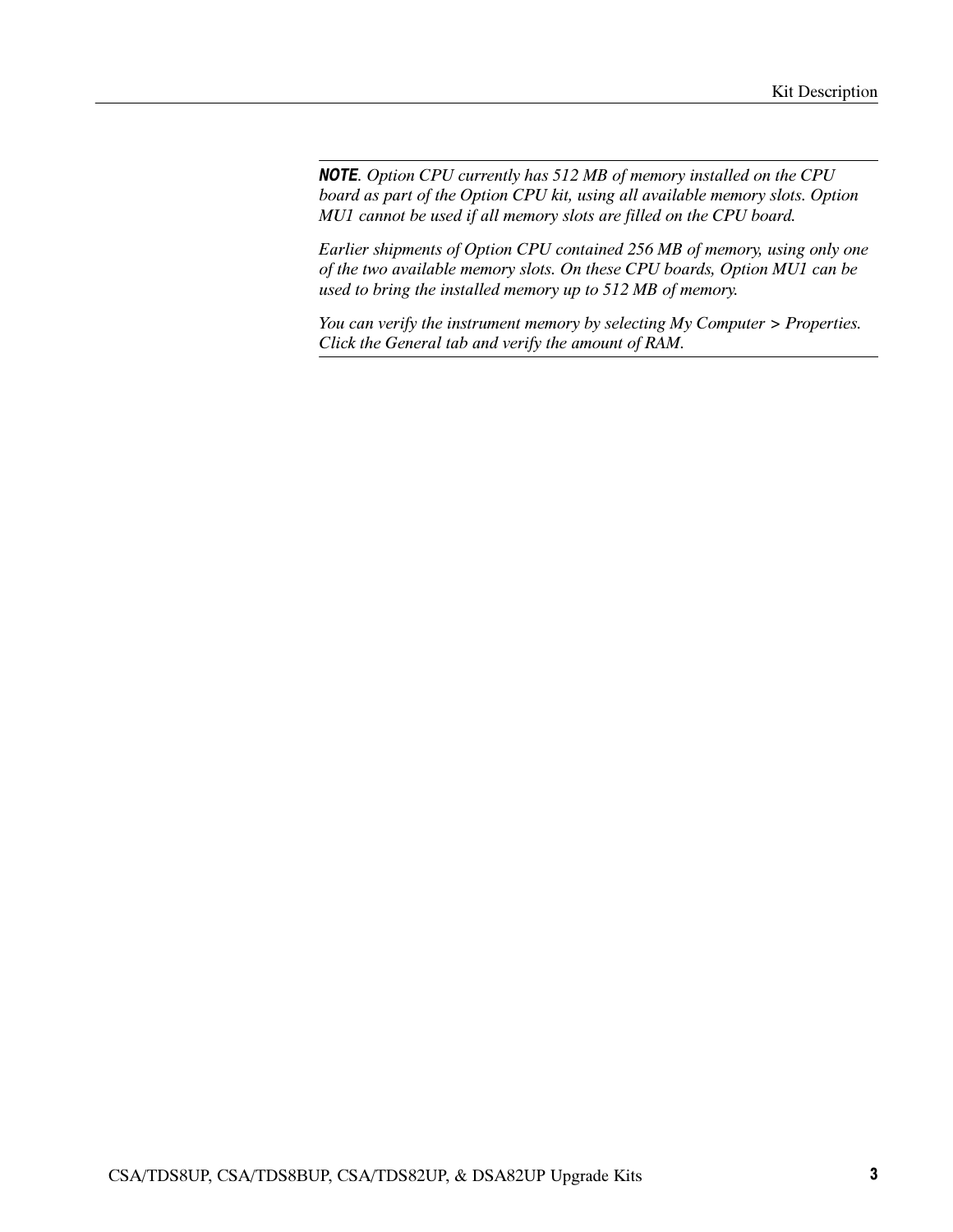***NOTE**. Option CPU currently has 512 MB of memory installed on the CPU board as part of the Option CPU kit, using all available memory slots. Option MU1 cannot be used if all memory slots are filled on the CPU board.*

*Earlier shipments of Option CPU contained 256 MB of memory, using only one of the two available memory slots. On these CPU boards, Option MU1 can be used to bring the installed memory up to 512 MB of memory.*

*You can verify the instrument memory by selecting My Computer > Properties. Click the General tab and verify the amount of RAM.*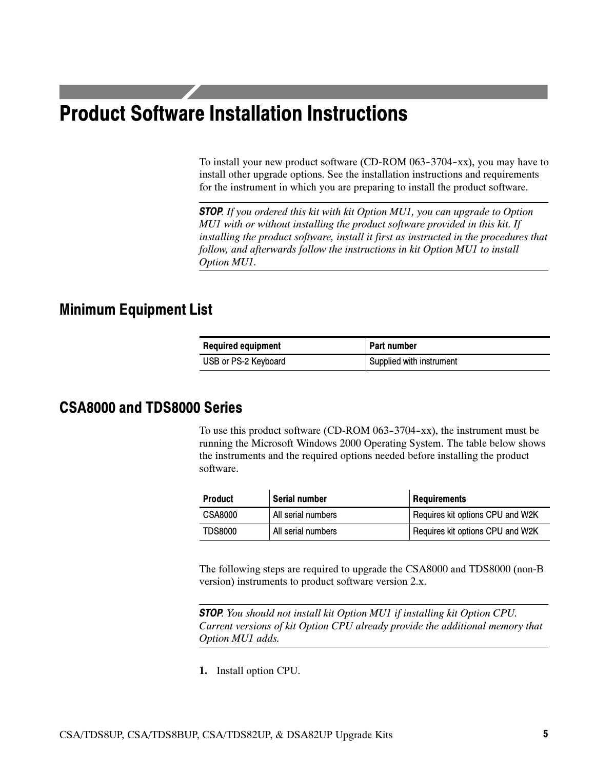# Product Software Installation Instructions

To install your new product software (CD-ROM 063-3704-xx), you may have to install other upgrade options. See the installation instructions and requirements for the instrument in which you are preparing to install the product software.

**STOP**. *If you ordered this kit with kit Option MU1, you can upgrade to Option MU1 with or without installing the product software provided in this kit. If installing the product software, install it first as instructed in the procedures that follow, and afterwards follow the instructions in kit Option MU1 to install Option MU1.*

## Minimum Equipment List

| Required equipment | Part number |
| --- | --- |
| USB or PS-2 Keyboard | Supplied with instrument |

## CSA8000 and TDS8000 Series

To use this product software (CD-ROM 063-3704-xx), the instrument must be running the Microsoft Windows 2000 Operating System. The table below shows the instruments and the required options needed before installing the product software.

| Product | Serial number | Requirements |
| --- | --- | --- |
| CSA8000 | All serial numbers | Requires kit options CPU and W2K |
| TDS8000 | All serial numbers | Requires kit options CPU and W2K |

The following steps are required to upgrade the CSA8000 and TDS8000 (non-B version) instruments to product software version 2.x.

**STOP**. *You should not install kit Option MU1 if installing kit Option CPU. Current versions of kit Option CPU already provide the additional memory that Option MU1 adds.*

1. Install option CPU.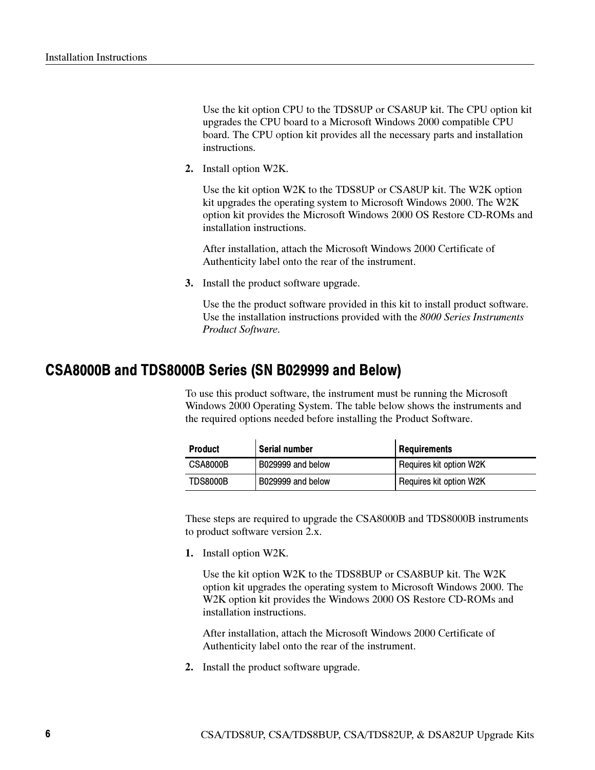Use the kit option CPU to the TDS8UP or CSA8UP kit. The CPU option kit upgrades the CPU board to a Microsoft Windows 2000 compatible CPU board. The CPU option kit provides all the necessary parts and installation instructions.

2. Install option W2K.

   Use the kit option W2K to the TDS8UP or CSA8UP kit. The W2K option kit upgrades the operating system to Microsoft Windows 2000. The W2K option kit provides the Microsoft Windows 2000 OS Restore CD-ROMs and installation instructions.

   After installation, attach the Microsoft Windows 2000 Certificate of Authenticity label onto the rear of the instrument.

3. Install the product software upgrade.

   Use the the product software provided in this kit to install product software. Use the installation instructions provided with the *8000 Series Instruments Product Software*.

## CSA8000B and TDS8000B Series (SN B029999 and Below)

To use this product software, the instrument must be running the Microsoft Windows 2000 Operating System. The table below shows the instruments and the required options needed before installing the Product Software.

| Product | Serial number | Requirements |
|---|---|---|
| CSA8000B | B029999 and below | Requires kit option W2K |
| TDS8000B | B029999 and below | Requires kit option W2K |

These steps are required to upgrade the CSA8000B and TDS8000B instruments to product software version 2.x.

1. Install option W2K.

   Use the kit option W2K to the TDS8BUP or CSA8BUP kit. The W2K option kit upgrades the operating system to Microsoft Windows 2000. The W2K option kit provides the Windows 2000 OS Restore CD-ROMs and installation instructions.

   After installation, attach the Microsoft Windows 2000 Certificate of Authenticity label onto the rear of the instrument.

2. Install the product software upgrade.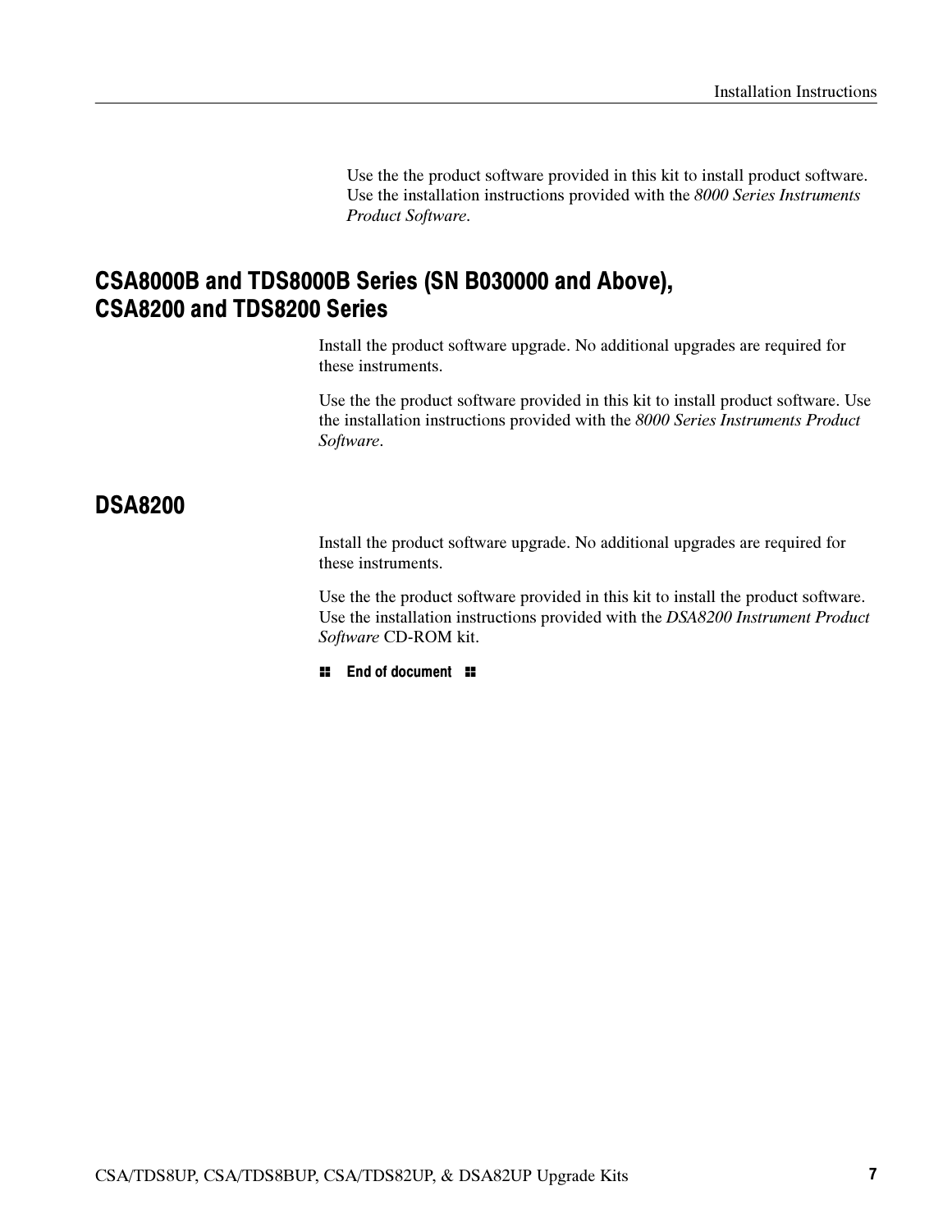Use the the product software provided in this kit to install product software. Use the installation instructions provided with the *8000 Series Instruments Product Software*.

## CSA8000B and TDS8000B Series (SN B030000 and Above), CSA8200 and TDS8200 Series

Install the product software upgrade. No additional upgrades are required for these instruments.

Use the the product software provided in this kit to install product software. Use the installation instructions provided with the *8000 Series Instruments Product Software*.

## DSA8200

Install the product software upgrade. No additional upgrades are required for these instruments.

Use the the product software provided in this kit to install the product software. Use the installation instructions provided with the *DSA8200 Instrument Product Software* CD-ROM kit.

**End of document**